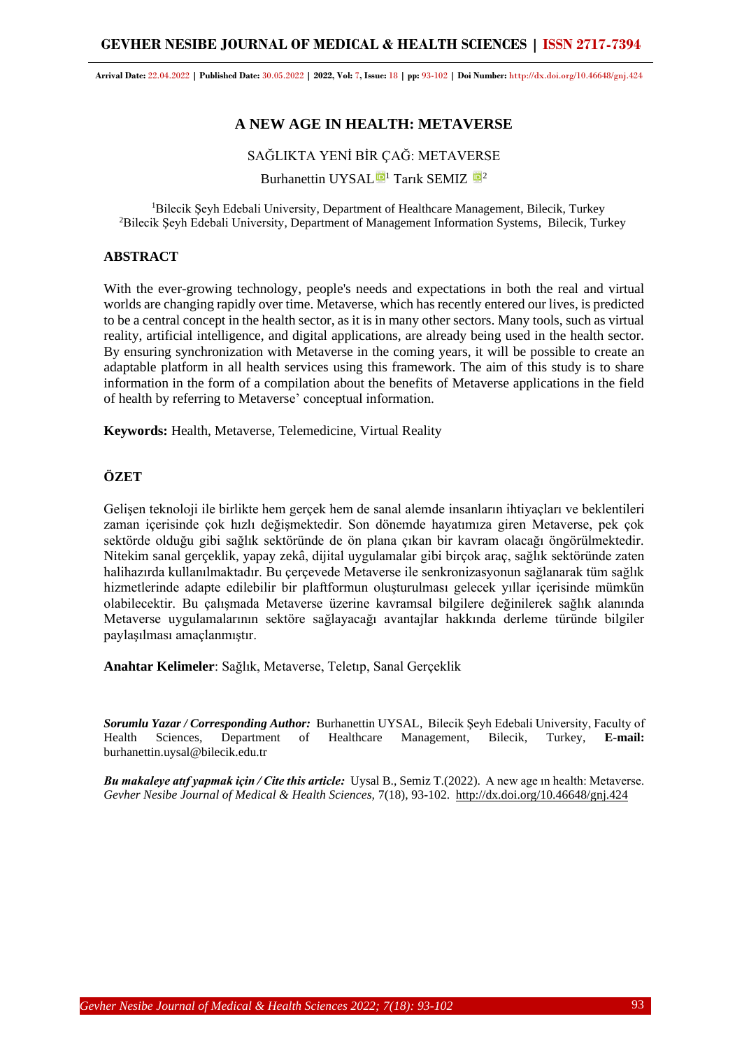# A NEW AGE IN HEALTH: METAVERSE

SAĞLIKTA YENİ BİR ÇAĞ: METAVERSE

Burhanettin UYSAL[1] Tarık SEMIZ[2]

[1]Bilecik Şeyh Edebali University, Department of Healthcare Management, Bilecik, Turkey
[2]Bilecik Şeyh Edebali University, Department of Management Information Systems, Bilecik, Turkey

## ABSTRACT

With the ever-growing technology, people's needs and expectations in both the real and virtual worlds are changing rapidly over time. Metaverse, which has recently entered our lives, is predicted to be a central concept in the health sector, as it is in many other sectors. Many tools, such as virtual reality, artificial intelligence, and digital applications, are already being used in the health sector. By ensuring synchronization with Metaverse in the coming years, it will be possible to create an adaptable platform in all health services using this framework. The aim of this study is to share information in the form of a compilation about the benefits of Metaverse applications in the field of health by referring to Metaverse' conceptual information.

**Keywords:** Health, Metaverse, Telemedicine, Virtual Reality

## ÖZET

Gelişen teknoloji ile birlikte hem gerçek hem de sanal alemde insanların ihtiyaçları ve beklentileri zaman içerisinde çok hızlı değişmektedir. Son dönemde hayatımıza giren Metaverse, pek çok sektörde olduğu gibi sağlık sektöründe de ön plana çıkan bir kavram olacağı öngörülmektedir. Nitekim sanal gerçeklik, yapay zekâ, dijital uygulamalar gibi birçok araç, sağlık sektöründe zaten halihazırda kullanılmaktadır. Bu çerçevede Metaverse ile senkronizasyonun sağlanarak tüm sağlık hizmetlerinde adapte edilebilir bir plaftformun oluşturulması gelecek yıllar içerisinde mümkün olabilecektir. Bu çalışmada Metaverse üzerine kavramsal bilgilere değinilerek sağlık alanında Metaverse uygulamalarının sektöre sağlayacağı avantajlar hakkında derleme türünde bilgiler paylaşılması amaçlanmıştır.

**Anahtar Kelimeler**: Sağlık, Metaverse, Teletıp, Sanal Gerçeklik

***Sorumlu Yazar / Corresponding Author:*** Burhanettin UYSAL, Bilecik Şeyh Edebali University, Faculty of Health Sciences, Department of Healthcare Management, Bilecik, Turkey, **E-mail:** burhanettin.uysal@bilecik.edu.tr

***Bu makaleye atıf yapmak için / Cite this article:*** Uysal B., Semiz T.(2022). A new age ın health: Metaverse. *Gevher Nesibe Journal of Medical & Health Sciences,* 7(18), 93-102. http://dx.doi.org/10.46648/gnj.424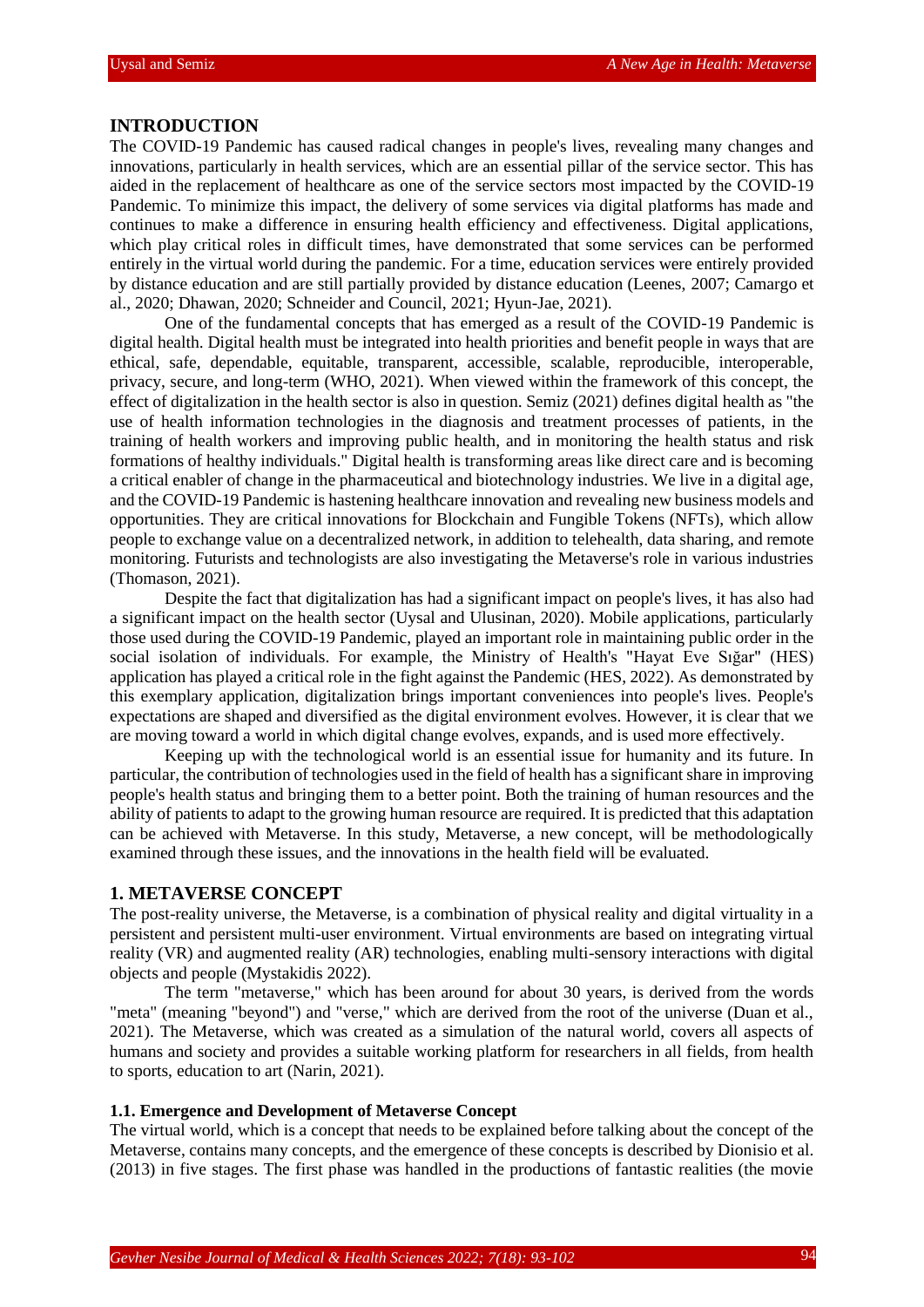## INTRODUCTION

The COVID-19 Pandemic has caused radical changes in people's lives, revealing many changes and innovations, particularly in health services, which are an essential pillar of the service sector. This has aided in the replacement of healthcare as one of the service sectors most impacted by the COVID-19 Pandemic. To minimize this impact, the delivery of some services via digital platforms has made and continues to make a difference in ensuring health efficiency and effectiveness. Digital applications, which play critical roles in difficult times, have demonstrated that some services can be performed entirely in the virtual world during the pandemic. For a time, education services were entirely provided by distance education and are still partially provided by distance education (Leenes, 2007; Camargo et al., 2020; Dhawan, 2020; Schneider and Council, 2021; Hyun-Jae, 2021).

One of the fundamental concepts that has emerged as a result of the COVID-19 Pandemic is digital health. Digital health must be integrated into health priorities and benefit people in ways that are ethical, safe, dependable, equitable, transparent, accessible, scalable, reproducible, interoperable, privacy, secure, and long-term (WHO, 2021). When viewed within the framework of this concept, the effect of digitalization in the health sector is also in question. Semiz (2021) defines digital health as "the use of health information technologies in the diagnosis and treatment processes of patients, in the training of health workers and improving public health, and in monitoring the health status and risk formations of healthy individuals." Digital health is transforming areas like direct care and is becoming a critical enabler of change in the pharmaceutical and biotechnology industries. We live in a digital age, and the COVID-19 Pandemic is hastening healthcare innovation and revealing new business models and opportunities. They are critical innovations for Blockchain and Fungible Tokens (NFTs), which allow people to exchange value on a decentralized network, in addition to telehealth, data sharing, and remote monitoring. Futurists and technologists are also investigating the Metaverse's role in various industries (Thomason, 2021).

Despite the fact that digitalization has had a significant impact on people's lives, it has also had a significant impact on the health sector (Uysal and Ulusinan, 2020). Mobile applications, particularly those used during the COVID-19 Pandemic, played an important role in maintaining public order in the social isolation of individuals. For example, the Ministry of Health's "Hayat Eve Sığar" (HES) application has played a critical role in the fight against the Pandemic (HES, 2022). As demonstrated by this exemplary application, digitalization brings important conveniences into people's lives. People's expectations are shaped and diversified as the digital environment evolves. However, it is clear that we are moving toward a world in which digital change evolves, expands, and is used more effectively.

Keeping up with the technological world is an essential issue for humanity and its future. In particular, the contribution of technologies used in the field of health has a significant share in improving people's health status and bringing them to a better point. Both the training of human resources and the ability of patients to adapt to the growing human resource are required. It is predicted that this adaptation can be achieved with Metaverse. In this study, Metaverse, a new concept, will be methodologically examined through these issues, and the innovations in the health field will be evaluated.

## 1. METAVERSE CONCEPT

The post-reality universe, the Metaverse, is a combination of physical reality and digital virtuality in a persistent and persistent multi-user environment. Virtual environments are based on integrating virtual reality (VR) and augmented reality (AR) technologies, enabling multi-sensory interactions with digital objects and people (Mystakidis 2022).

The term "metaverse," which has been around for about 30 years, is derived from the words "meta" (meaning "beyond") and "verse," which are derived from the root of the universe (Duan et al., 2021). The Metaverse, which was created as a simulation of the natural world, covers all aspects of humans and society and provides a suitable working platform for researchers in all fields, from health to sports, education to art (Narin, 2021).

### 1.1. Emergence and Development of Metaverse Concept

The virtual world, which is a concept that needs to be explained before talking about the concept of the Metaverse, contains many concepts, and the emergence of these concepts is described by Dionisio et al. (2013) in five stages. The first phase was handled in the productions of fantastic realities (the movie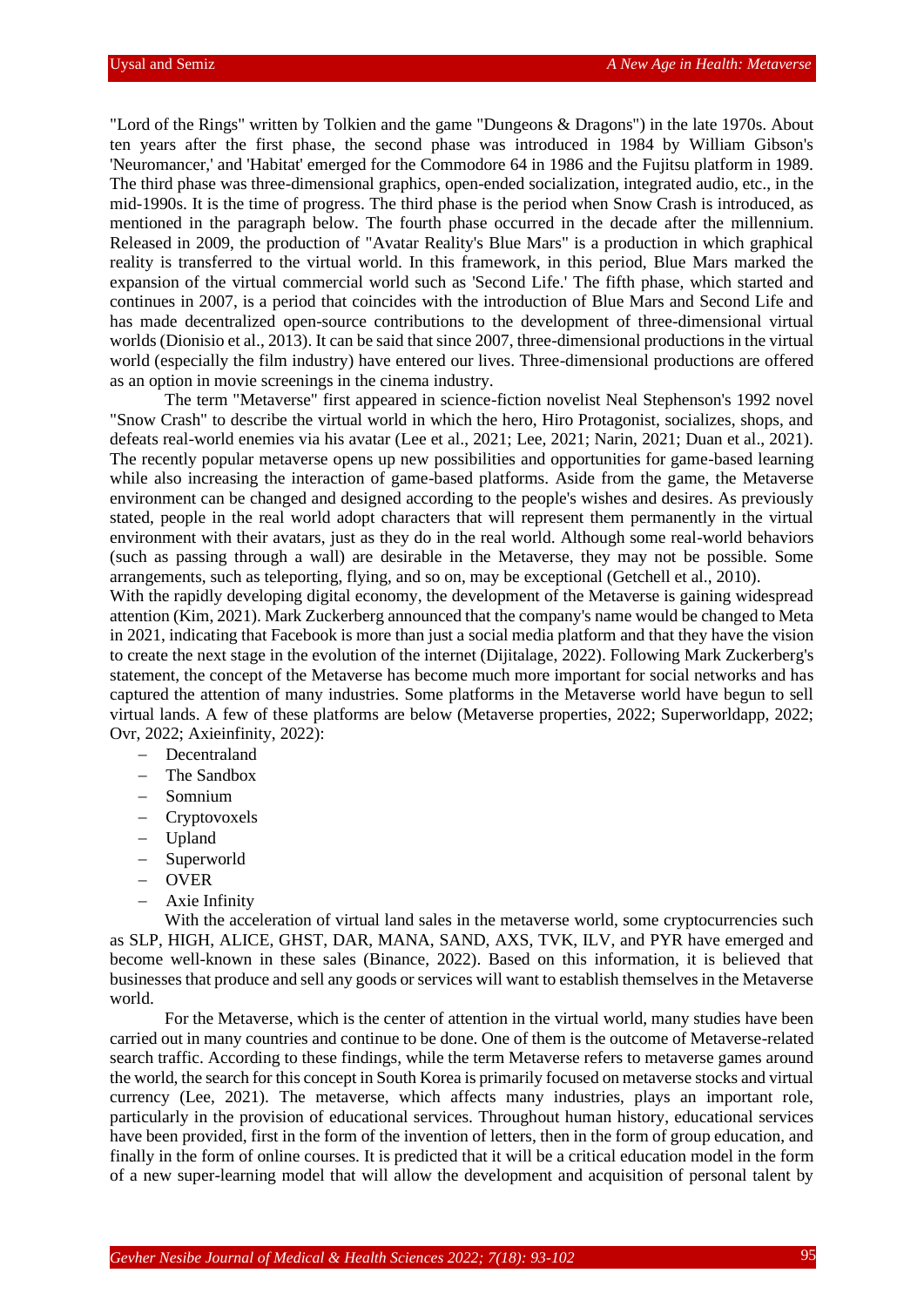"Lord of the Rings" written by Tolkien and the game "Dungeons & Dragons") in the late 1970s. About ten years after the first phase, the second phase was introduced in 1984 by William Gibson's 'Neuromancer,' and 'Habitat' emerged for the Commodore 64 in 1986 and the Fujitsu platform in 1989. The third phase was three-dimensional graphics, open-ended socialization, integrated audio, etc., in the mid-1990s. It is the time of progress. The third phase is the period when Snow Crash is introduced, as mentioned in the paragraph below. The fourth phase occurred in the decade after the millennium. Released in 2009, the production of "Avatar Reality's Blue Mars" is a production in which graphical reality is transferred to the virtual world. In this framework, in this period, Blue Mars marked the expansion of the virtual commercial world such as 'Second Life.' The fifth phase, which started and continues in 2007, is a period that coincides with the introduction of Blue Mars and Second Life and has made decentralized open-source contributions to the development of three-dimensional virtual worlds (Dionisio et al., 2013). It can be said that since 2007, three-dimensional productions in the virtual world (especially the film industry) have entered our lives. Three-dimensional productions are offered as an option in movie screenings in the cinema industry.

The term "Metaverse" first appeared in science-fiction novelist Neal Stephenson's 1992 novel "Snow Crash" to describe the virtual world in which the hero, Hiro Protagonist, socializes, shops, and defeats real-world enemies via his avatar (Lee et al., 2021; Lee, 2021; Narin, 2021; Duan et al., 2021). The recently popular metaverse opens up new possibilities and opportunities for game-based learning while also increasing the interaction of game-based platforms. Aside from the game, the Metaverse environment can be changed and designed according to the people's wishes and desires. As previously stated, people in the real world adopt characters that will represent them permanently in the virtual environment with their avatars, just as they do in the real world. Although some real-world behaviors (such as passing through a wall) are desirable in the Metaverse, they may not be possible. Some arrangements, such as teleporting, flying, and so on, may be exceptional (Getchell et al., 2010).

With the rapidly developing digital economy, the development of the Metaverse is gaining widespread attention (Kim, 2021). Mark Zuckerberg announced that the company's name would be changed to Meta in 2021, indicating that Facebook is more than just a social media platform and that they have the vision to create the next stage in the evolution of the internet (Dijitalage, 2022). Following Mark Zuckerberg's statement, the concept of the Metaverse has become much more important for social networks and has captured the attention of many industries. Some platforms in the Metaverse world have begun to sell virtual lands. A few of these platforms are below (Metaverse properties, 2022; Superworldapp, 2022; Ovr, 2022; Axieinfinity, 2022):

- Decentraland
- The Sandbox
- Somnium
- Cryptovoxels
- Upland
- Superworld
- OVER
- Axie Infinity

With the acceleration of virtual land sales in the metaverse world, some cryptocurrencies such as SLP, HIGH, ALICE, GHST, DAR, MANA, SAND, AXS, TVK, ILV, and PYR have emerged and become well-known in these sales (Binance, 2022). Based on this information, it is believed that businesses that produce and sell any goods or services will want to establish themselves in the Metaverse world.

For the Metaverse, which is the center of attention in the virtual world, many studies have been carried out in many countries and continue to be done. One of them is the outcome of Metaverse-related search traffic. According to these findings, while the term Metaverse refers to metaverse games around the world, the search for this concept in South Korea is primarily focused on metaverse stocks and virtual currency (Lee, 2021). The metaverse, which affects many industries, plays an important role, particularly in the provision of educational services. Throughout human history, educational services have been provided, first in the form of the invention of letters, then in the form of group education, and finally in the form of online courses. It is predicted that it will be a critical education model in the form of a new super-learning model that will allow the development and acquisition of personal talent by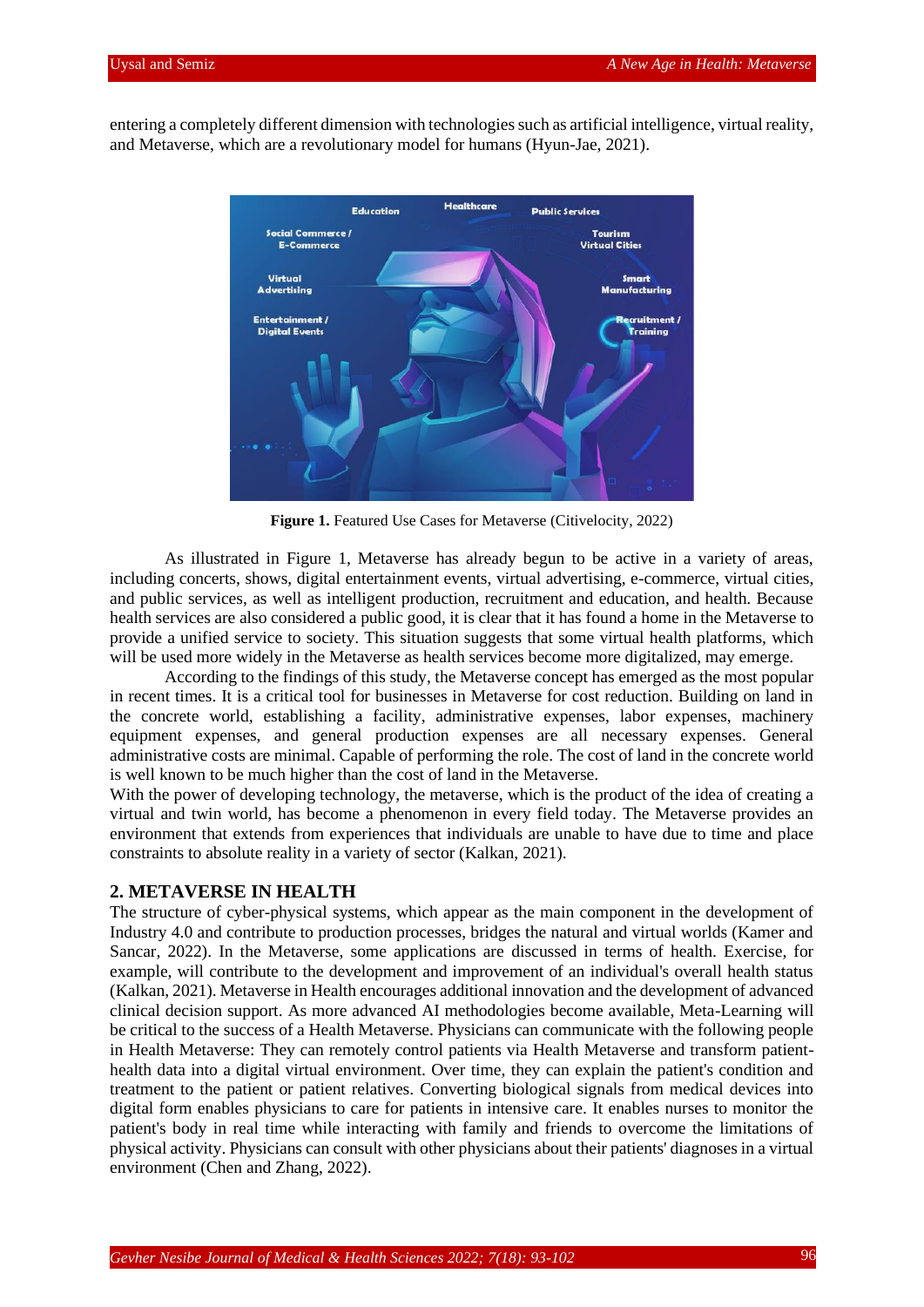entering a completely different dimension with technologies such as artificial intelligence, virtual reality, and Metaverse, which are a revolutionary model for humans (Hyun-Jae, 2021).

**Figure 1.** Featured Use Cases for Metaverse (Citivelocity, 2022)

As illustrated in Figure 1, Metaverse has already begun to be active in a variety of areas, including concerts, shows, digital entertainment events, virtual advertising, e-commerce, virtual cities, and public services, as well as intelligent production, recruitment and education, and health. Because health services are also considered a public good, it is clear that it has found a home in the Metaverse to provide a unified service to society. This situation suggests that some virtual health platforms, which will be used more widely in the Metaverse as health services become more digitalized, may emerge.

According to the findings of this study, the Metaverse concept has emerged as the most popular in recent times. It is a critical tool for businesses in Metaverse for cost reduction. Building on land in the concrete world, establishing a facility, administrative expenses, labor expenses, machinery equipment expenses, and general production expenses are all necessary expenses. General administrative costs are minimal. Capable of performing the role. The cost of land in the concrete world is well known to be much higher than the cost of land in the Metaverse.

With the power of developing technology, the metaverse, which is the product of the idea of creating a virtual and twin world, has become a phenomenon in every field today. The Metaverse provides an environment that extends from experiences that individuals are unable to have due to time and place constraints to absolute reality in a variety of sector (Kalkan, 2021).

## 2. METAVERSE IN HEALTH

The structure of cyber-physical systems, which appear as the main component in the development of Industry 4.0 and contribute to production processes, bridges the natural and virtual worlds (Kamer and Sancar, 2022). In the Metaverse, some applications are discussed in terms of health. Exercise, for example, will contribute to the development and improvement of an individual's overall health status (Kalkan, 2021). Metaverse in Health encourages additional innovation and the development of advanced clinical decision support. As more advanced AI methodologies become available, Meta-Learning will be critical to the success of a Health Metaverse. Physicians can communicate with the following people in Health Metaverse: They can remotely control patients via Health Metaverse and transform patient-health data into a digital virtual environment. Over time, they can explain the patient's condition and treatment to the patient or patient relatives. Converting biological signals from medical devices into digital form enables physicians to care for patients in intensive care. It enables nurses to monitor the patient's body in real time while interacting with family and friends to overcome the limitations of physical activity. Physicians can consult with other physicians about their patients' diagnoses in a virtual environment (Chen and Zhang, 2022).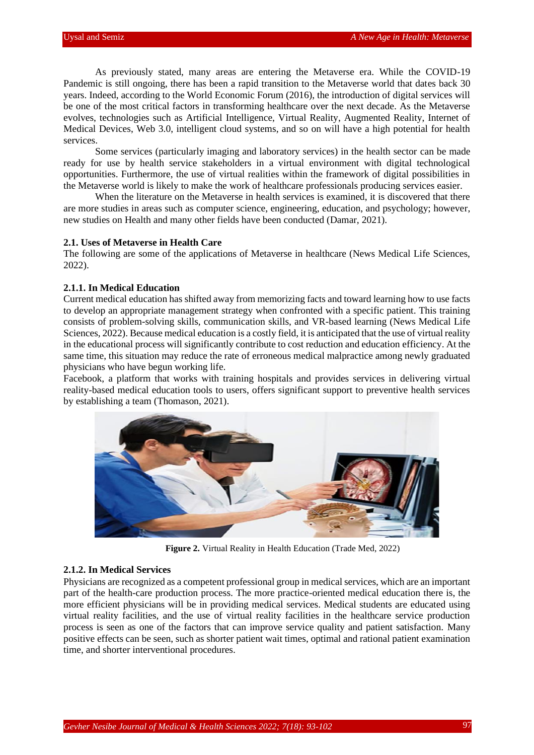As previously stated, many areas are entering the Metaverse era. While the COVID-19 Pandemic is still ongoing, there has been a rapid transition to the Metaverse world that dates back 30 years. Indeed, according to the World Economic Forum (2016), the introduction of digital services will be one of the most critical factors in transforming healthcare over the next decade. As the Metaverse evolves, technologies such as Artificial Intelligence, Virtual Reality, Augmented Reality, Internet of Medical Devices, Web 3.0, intelligent cloud systems, and so on will have a high potential for health services.

Some services (particularly imaging and laboratory services) in the health sector can be made ready for use by health service stakeholders in a virtual environment with digital technological opportunities. Furthermore, the use of virtual realities within the framework of digital possibilities in the Metaverse world is likely to make the work of healthcare professionals producing services easier.

When the literature on the Metaverse in health services is examined, it is discovered that there are more studies in areas such as computer science, engineering, education, and psychology; however, new studies on Health and many other fields have been conducted (Damar, 2021).

### 2.1. Uses of Metaverse in Health Care

The following are some of the applications of Metaverse in healthcare (News Medical Life Sciences, 2022).

#### 2.1.1. In Medical Education

Current medical education has shifted away from memorizing facts and toward learning how to use facts to develop an appropriate management strategy when confronted with a specific patient. This training consists of problem-solving skills, communication skills, and VR-based learning (News Medical Life Sciences, 2022). Because medical education is a costly field, it is anticipated that the use of virtual reality in the educational process will significantly contribute to cost reduction and education efficiency. At the same time, this situation may reduce the rate of erroneous medical malpractice among newly graduated physicians who have begun working life.

Facebook, a platform that works with training hospitals and provides services in delivering virtual reality-based medical education tools to users, offers significant support to preventive health services by establishing a team (Thomason, 2021).

**Figure 2.** Virtual Reality in Health Education (Trade Med, 2022)

#### 2.1.2. In Medical Services

Physicians are recognized as a competent professional group in medical services, which are an important part of the health-care production process. The more practice-oriented medical education there is, the more efficient physicians will be in providing medical services. Medical students are educated using virtual reality facilities, and the use of virtual reality facilities in the healthcare service production process is seen as one of the factors that can improve service quality and patient satisfaction. Many positive effects can be seen, such as shorter patient wait times, optimal and rational patient examination time, and shorter interventional procedures.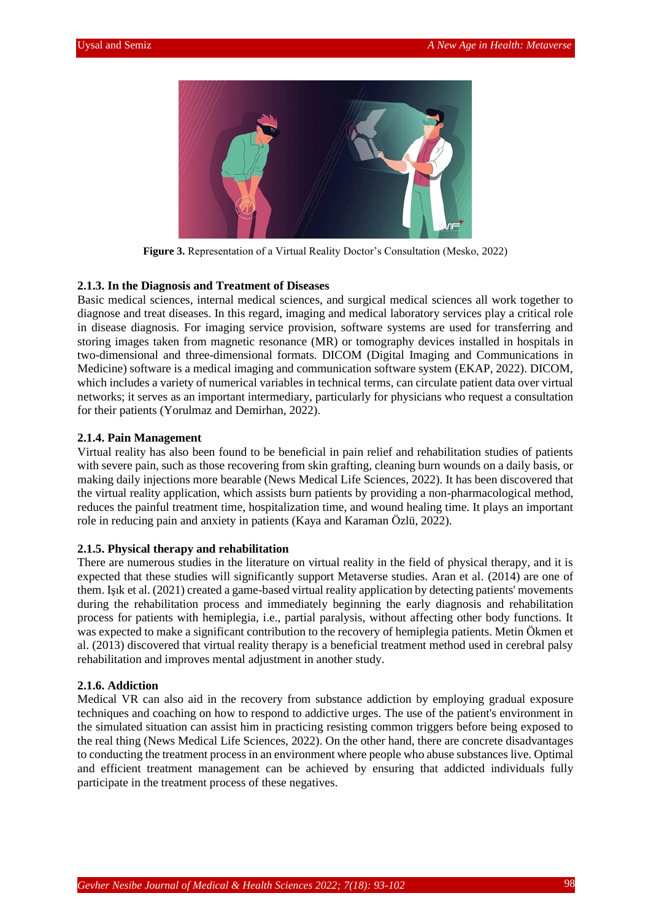**Figure 3.** Representation of a Virtual Reality Doctor's Consultation (Mesko, 2022)

### 2.1.3. In the Diagnosis and Treatment of Diseases

Basic medical sciences, internal medical sciences, and surgical medical sciences all work together to diagnose and treat diseases. In this regard, imaging and medical laboratory services play a critical role in disease diagnosis. For imaging service provision, software systems are used for transferring and storing images taken from magnetic resonance (MR) or tomography devices installed in hospitals in two-dimensional and three-dimensional formats. DICOM (Digital Imaging and Communications in Medicine) software is a medical imaging and communication software system (EKAP, 2022). DICOM, which includes a variety of numerical variables in technical terms, can circulate patient data over virtual networks; it serves as an important intermediary, particularly for physicians who request a consultation for their patients (Yorulmaz and Demirhan, 2022).

### 2.1.4. Pain Management

Virtual reality has also been found to be beneficial in pain relief and rehabilitation studies of patients with severe pain, such as those recovering from skin grafting, cleaning burn wounds on a daily basis, or making daily injections more bearable (News Medical Life Sciences, 2022). It has been discovered that the virtual reality application, which assists burn patients by providing a non-pharmacological method, reduces the painful treatment time, hospitalization time, and wound healing time. It plays an important role in reducing pain and anxiety in patients (Kaya and Karaman Özlü, 2022).

### 2.1.5. Physical therapy and rehabilitation

There are numerous studies in the literature on virtual reality in the field of physical therapy, and it is expected that these studies will significantly support Metaverse studies. Aran et al. (2014) are one of them. Işık et al. (2021) created a game-based virtual reality application by detecting patients' movements during the rehabilitation process and immediately beginning the early diagnosis and rehabilitation process for patients with hemiplegia, i.e., partial paralysis, without affecting other body functions. It was expected to make a significant contribution to the recovery of hemiplegia patients. Metin Ökmen et al. (2013) discovered that virtual reality therapy is a beneficial treatment method used in cerebral palsy rehabilitation and improves mental adjustment in another study.

### 2.1.6. Addiction

Medical VR can also aid in the recovery from substance addiction by employing gradual exposure techniques and coaching on how to respond to addictive urges. The use of the patient's environment in the simulated situation can assist him in practicing resisting common triggers before being exposed to the real thing (News Medical Life Sciences, 2022). On the other hand, there are concrete disadvantages to conducting the treatment process in an environment where people who abuse substances live. Optimal and efficient treatment management can be achieved by ensuring that addicted individuals fully participate in the treatment process of these negatives.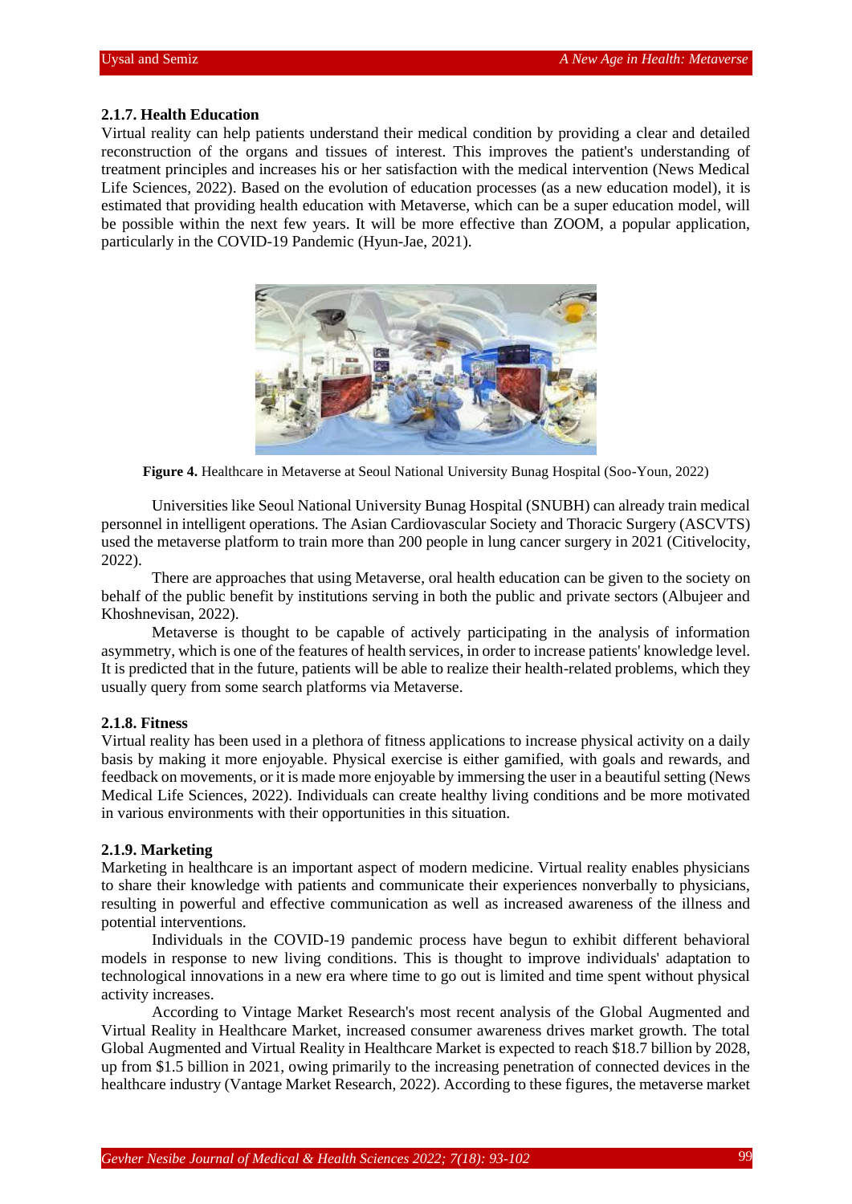#### 2.1.7. Health Education

Virtual reality can help patients understand their medical condition by providing a clear and detailed reconstruction of the organs and tissues of interest. This improves the patient's understanding of treatment principles and increases his or her satisfaction with the medical intervention (News Medical Life Sciences, 2022). Based on the evolution of education processes (as a new education model), it is estimated that providing health education with Metaverse, which can be a super education model, will be possible within the next few years. It will be more effective than ZOOM, a popular application, particularly in the COVID-19 Pandemic (Hyun-Jae, 2021).

**Figure 4.** Healthcare in Metaverse at Seoul National University Bunag Hospital (Soo-Youn, 2022)

Universities like Seoul National University Bunag Hospital (SNUBH) can already train medical personnel in intelligent operations. The Asian Cardiovascular Society and Thoracic Surgery (ASCVTS) used the metaverse platform to train more than 200 people in lung cancer surgery in 2021 (Citivelocity, 2022).

There are approaches that using Metaverse, oral health education can be given to the society on behalf of the public benefit by institutions serving in both the public and private sectors (Albujeer and Khoshnevisan, 2022).

Metaverse is thought to be capable of actively participating in the analysis of information asymmetry, which is one of the features of health services, in order to increase patients' knowledge level. It is predicted that in the future, patients will be able to realize their health-related problems, which they usually query from some search platforms via Metaverse.

#### 2.1.8. Fitness

Virtual reality has been used in a plethora of fitness applications to increase physical activity on a daily basis by making it more enjoyable. Physical exercise is either gamified, with goals and rewards, and feedback on movements, or it is made more enjoyable by immersing the user in a beautiful setting (News Medical Life Sciences, 2022). Individuals can create healthy living conditions and be more motivated in various environments with their opportunities in this situation.

#### 2.1.9. Marketing

Marketing in healthcare is an important aspect of modern medicine. Virtual reality enables physicians to share their knowledge with patients and communicate their experiences nonverbally to physicians, resulting in powerful and effective communication as well as increased awareness of the illness and potential interventions.

Individuals in the COVID-19 pandemic process have begun to exhibit different behavioral models in response to new living conditions. This is thought to improve individuals' adaptation to technological innovations in a new era where time to go out is limited and time spent without physical activity increases.

According to Vintage Market Research's most recent analysis of the Global Augmented and Virtual Reality in Healthcare Market, increased consumer awareness drives market growth. The total Global Augmented and Virtual Reality in Healthcare Market is expected to reach $18.7 billion by 2028, up from $1.5 billion in 2021, owing primarily to the increasing penetration of connected devices in the healthcare industry (Vantage Market Research, 2022). According to these figures, the metaverse market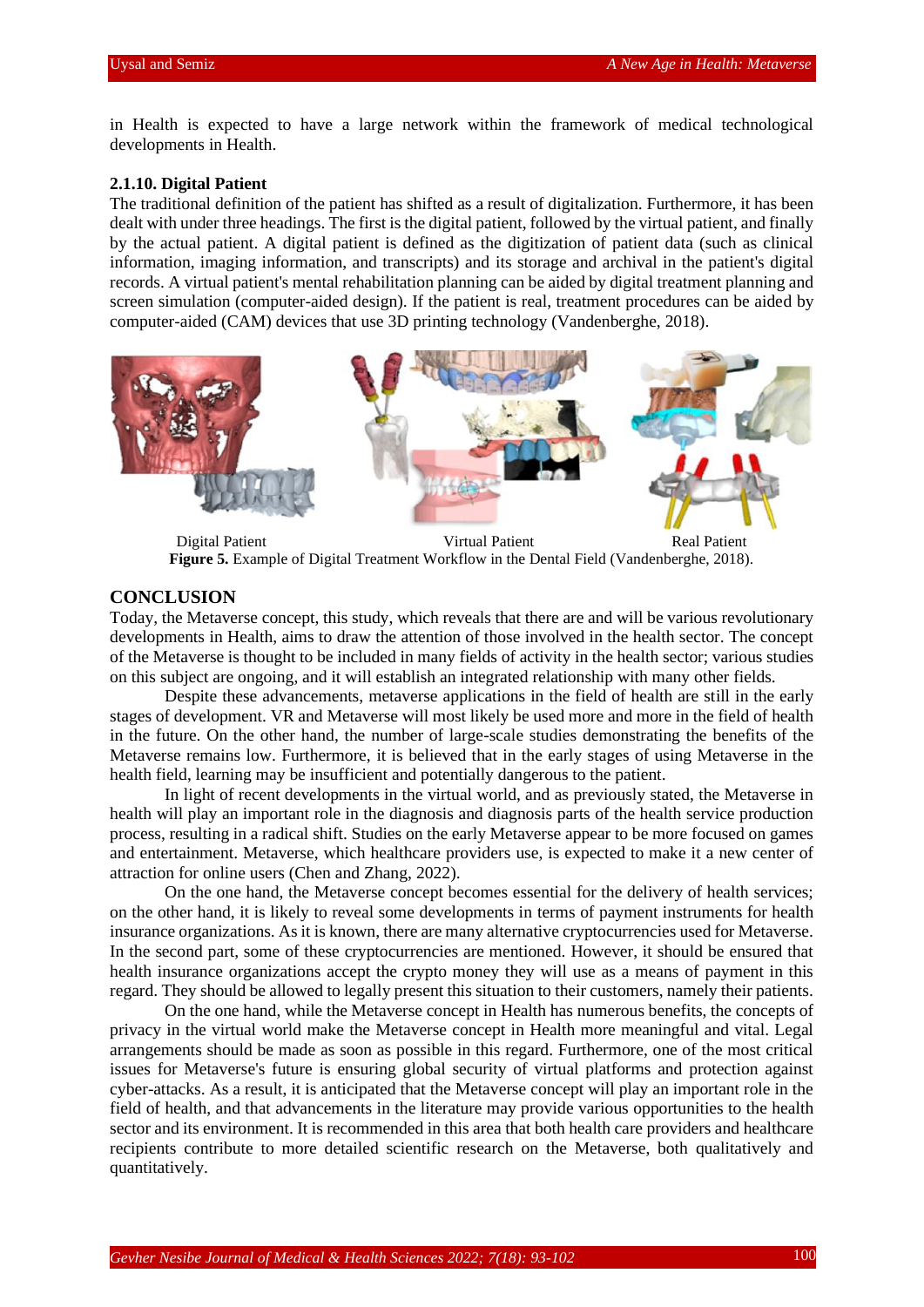in Health is expected to have a large network within the framework of medical technological developments in Health.

### 2.1.10. Digital Patient

The traditional definition of the patient has shifted as a result of digitalization. Furthermore, it has been dealt with under three headings. The first is the digital patient, followed by the virtual patient, and finally by the actual patient. A digital patient is defined as the digitization of patient data (such as clinical information, imaging information, and transcripts) and its storage and archival in the patient's digital records. A virtual patient's mental rehabilitation planning can be aided by digital treatment planning and screen simulation (computer-aided design). If the patient is real, treatment procedures can be aided by computer-aided (CAM) devices that use 3D printing technology (Vandenberghe, 2018).

Digital Patient Virtual Patient Real Patient

**Figure 5.** Example of Digital Treatment Workflow in the Dental Field (Vandenberghe, 2018).

## CONCLUSION

Today, the Metaverse concept, this study, which reveals that there are and will be various revolutionary developments in Health, aims to draw the attention of those involved in the health sector. The concept of the Metaverse is thought to be included in many fields of activity in the health sector; various studies on this subject are ongoing, and it will establish an integrated relationship with many other fields.

Despite these advancements, metaverse applications in the field of health are still in the early stages of development. VR and Metaverse will most likely be used more and more in the field of health in the future. On the other hand, the number of large-scale studies demonstrating the benefits of the Metaverse remains low. Furthermore, it is believed that in the early stages of using Metaverse in the health field, learning may be insufficient and potentially dangerous to the patient.

In light of recent developments in the virtual world, and as previously stated, the Metaverse in health will play an important role in the diagnosis and diagnosis parts of the health service production process, resulting in a radical shift. Studies on the early Metaverse appear to be more focused on games and entertainment. Metaverse, which healthcare providers use, is expected to make it a new center of attraction for online users (Chen and Zhang, 2022).

On the one hand, the Metaverse concept becomes essential for the delivery of health services; on the other hand, it is likely to reveal some developments in terms of payment instruments for health insurance organizations. As it is known, there are many alternative cryptocurrencies used for Metaverse. In the second part, some of these cryptocurrencies are mentioned. However, it should be ensured that health insurance organizations accept the crypto money they will use as a means of payment in this regard. They should be allowed to legally present this situation to their customers, namely their patients.

On the one hand, while the Metaverse concept in Health has numerous benefits, the concepts of privacy in the virtual world make the Metaverse concept in Health more meaningful and vital. Legal arrangements should be made as soon as possible in this regard. Furthermore, one of the most critical issues for Metaverse's future is ensuring global security of virtual platforms and protection against cyber-attacks. As a result, it is anticipated that the Metaverse concept will play an important role in the field of health, and that advancements in the literature may provide various opportunities to the health sector and its environment. It is recommended in this area that both health care providers and healthcare recipients contribute to more detailed scientific research on the Metaverse, both qualitatively and quantitatively.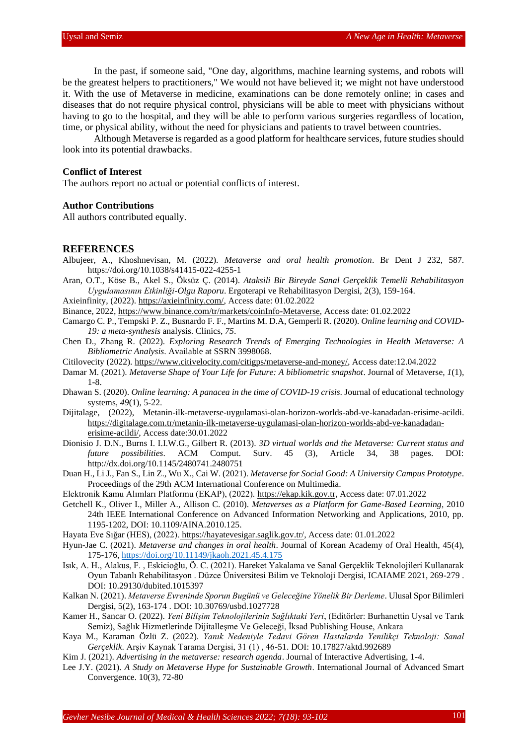In the past, if someone said, "One day, algorithms, machine learning systems, and robots will be the greatest helpers to practitioners," We would not have believed it; we might not have understood it. With the use of Metaverse in medicine, examinations can be done remotely online; in cases and diseases that do not require physical control, physicians will be able to meet with physicians without having to go to the hospital, and they will be able to perform various surgeries regardless of location, time, or physical ability, without the need for physicians and patients to travel between countries.

Although Metaverse is regarded as a good platform for healthcare services, future studies should look into its potential drawbacks.

**Conflict of Interest**

The authors report no actual or potential conflicts of interest.

**Author Contributions**

All authors contributed equally.

## REFERENCES

Albujeer, A., Khoshnevisan, M. (2022). *Metaverse and oral health promotion*. Br Dent J 232, 587. https://doi.org/10.1038/s41415-022-4255-1

Aran, O.T., Köse B., Akel S., Öksüz Ç. (2014). *Ataksili Bir Bireyde Sanal Gerçeklik Temelli Rehabilitasyon Uygulamasının Etkinliği-Olgu Raporu*. Ergoterapi ve Rehabilitasyon Dergisi, 2(3), 159-164.

Axieinfinity, (2022). https://axieinfinity.com/, Access date: 01.02.2022

Binance, 2022, https://www.binance.com/tr/markets/coinInfo-Metaverse, Access date: 01.02.2022

Camargo C. P., Tempski P. Z., Busnardo F. F., Martins M. D.A, Gemperli R. (2020). *Online learning and COVID-19: a meta-synthesis* analysis. Clinics, *75*.

Chen D., Zhang R. (2022). *Exploring Research Trends of Emerging Technologies in Health Metaverse: A Bibliometric Analysis*. Available at SSRN 3998068.

Citilovecity (2022). https://www.citivelocity.com/citigps/metaverse-and-money/, Access date:12.04.2022

Damar M. (2021). *Metaverse Shape of Your Life for Future: A bibliometric snapshot*. Journal of Metaverse, *1*(1), 1-8.

Dhawan S. (2020). *Online learning: A panacea in the time of COVID-19 crisis*. Journal of educational technology systems, *49*(1), 5-22.

Dijitalage, (2022), Metanin-ilk-metaverse-uygulamasi-olan-horizon-worlds-abd-ve-kanadadan-erisime-acildi. https://digitalage.com.tr/metanin-ilk-metaverse-uygulamasi-olan-horizon-worlds-abd-ve-kanadadan-erisime-acildi/, Access date:30.01.2022

Dionisio J. D.N., Burns I. I.I.W.G., Gilbert R. (2013). *3D virtual worlds and the Metaverse: Current status and future possibilities*. ACM Comput. Surv. 45 (3), Article 34, 38 pages. DOI: http://dx.doi.org/10.1145/2480741.2480751

Duan H., Li J., Fan S., Lin Z., Wu X., Cai W. (2021). *Metaverse for Social Good: A University Campus Prototype*. Proceedings of the 29th ACM International Conference on Multimedia.

Elektronik Kamu Alımları Platformu (EKAP), (2022). https://ekap.kik.gov.tr, Access date: 07.01.2022

Getchell K., Oliver I., Miller A., Allison C. (2010). *Metaverses as a Platform for Game-Based Learning*, 2010 24th IEEE International Conference on Advanced Information Networking and Applications, 2010, pp. 1195-1202, DOI: 10.1109/AINA.2010.125.

Hayata Eve Sığar (HES), (2022). https://hayatevesigar.saglik.gov.tr/, Access date: 01.01.2022

Hyun-Jae C. (2021). *Metaverse and changes in oral health*. Journal of Korean Academy of Oral Health, 45(4), 175-176, https://doi.org/10.11149/jkaoh.2021.45.4.175

Isık, A. H., Alakus, F. , Eskicioğlu, Ö. C. (2021). Hareket Yakalama ve Sanal Gerçeklik Teknolojileri Kullanarak Oyun Tabanlı Rehabilitasyon . Düzce Üniversitesi Bilim ve Teknoloji Dergisi, ICAIAME 2021, 269-279 . DOI: 10.29130/dubited.1015397

Kalkan N. (2021). *Metaverse Evreninde Sporun Bugünü ve Geleceğine Yönelik Bir Derleme*. Ulusal Spor Bilimleri Dergisi, 5(2), 163-174 . DOI: 10.30769/usbd.1027728

Kamer H., Sancar O. (2022). *Yeni Bilişim Teknolojilerinin Sağlıktaki Yeri*, (Editörler: Burhanettin Uysal ve Tarık Semiz), Sağlık Hizmetlerinde Dijitalleşme Ve Geleceği, İksad Publishing House, Ankara

Kaya M., Karaman Özlü Z. (2022). *Yanık Nedeniyle Tedavi Gören Hastalarda Yenilikçi Teknoloji: Sanal Gerçeklik*. Arşiv Kaynak Tarama Dergisi, 31 (1) , 46-51. DOI: 10.17827/aktd.992689

Kim J. (2021). *Advertising in the metaverse: research agenda*. Journal of Interactive Advertising, 1-4.

Lee J.Y. (2021). *A Study on Metaverse Hype for Sustainable Growth*. International Journal of Advanced Smart Convergence. 10(3), 72-80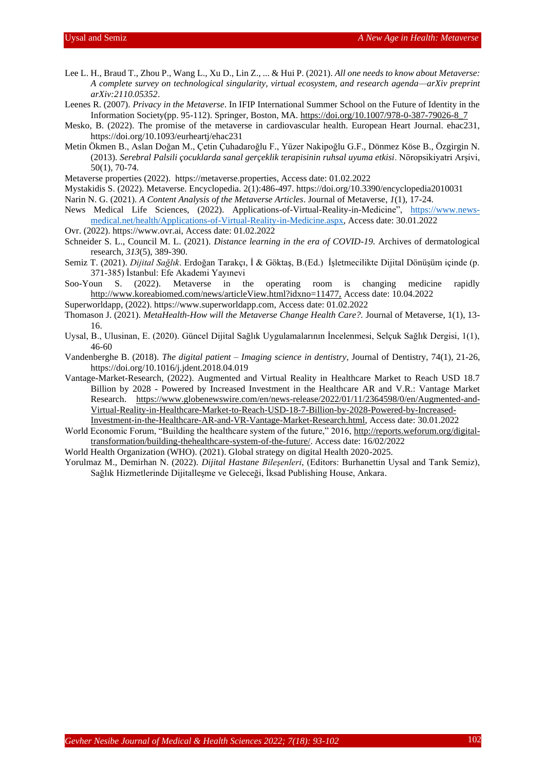Lee L. H., Braud T., Zhou P., Wang L., Xu D., Lin Z., ... & Hui P. (2021). *All one needs to know about Metaverse: A complete survey on technological singularity, virtual ecosystem, and research agenda—arXiv preprint arXiv:2110.05352*.

Leenes R. (2007). *Privacy in the Metaverse*. In IFIP International Summer School on the Future of Identity in the Information Society(pp. 95-112). Springer, Boston, MA. https://doi.org/10.1007/978-0-387-79026-8_7

Mesko, B. (2022). The promise of the metaverse in cardiovascular health. European Heart Journal. ehac231, https://doi.org/10.1093/eurheartj/ehac231

Metin Ökmen B., Aslan Doğan M., Çetin Çuhadaroğlu F., Yüzer Nakipoğlu G.F., Dönmez Köse B., Özgirgin N. (2013). *Serebral Palsili çocuklarda sanal gerçeklik terapisinin ruhsal uyuma etkisi*. Nöropsikiyatri Arşivi, 50(1), 70-74.

Metaverse properties (2022). https://metaverse.properties, Access date: 01.02.2022

Mystakidis S. (2022). Metaverse. Encyclopedia. 2(1):486-497. https://doi.org/10.3390/encyclopedia2010031

Narin N. G. (2021). *A Content Analysis of the Metaverse Articles*. Journal of Metaverse, *1*(1), 17-24.

News Medical Life Sciences, (2022). Applications-of-Virtual-Reality-in-Medicine", https://www.news-medical.net/health/Applications-of-Virtual-Reality-in-Medicine.aspx, Access date: 30.01.2022

Ovr. (2022). https://www.ovr.ai, Access date: 01.02.2022

Schneider S. L., Council M. L. (2021). *Distance learning in the era of COVID-19.* Archives of dermatological research, *313*(5), 389-390.

Semiz T. (2021). *Dijital Sağlık*. Erdoğan Tarakçı, İ & Göktaş, B.(Ed.) İşletmecilikte Dijital Dönüşüm içinde (p. 371-385) İstanbul: Efe Akademi Yayınevi

Soo-Youn S. (2022). Metaverse in the operating room is changing medicine rapidly http://www.koreabiomed.com/news/articleView.html?idxno=11477, Access date: 10.04.2022

Superworldapp, (2022). https://www.superworldapp.com, Access date: 01.02.2022

Thomason J. (2021). *MetaHealth-How will the Metaverse Change Health Care?.* Journal of Metaverse, 1(1), 13-16.

Uysal, B., Ulusinan, E. (2020). Güncel Dijital Sağlık Uygulamalarının İncelenmesi, Selçuk Sağlık Dergisi, 1(1), 46-60

Vandenberghe B. (2018). *The digital patient – Imaging science in dentistry*, Journal of Dentistry, 74(1), 21-26, https://doi.org/10.1016/j.jdent.2018.04.019

Vantage-Market-Research, (2022). Augmented and Virtual Reality in Healthcare Market to Reach USD 18.7 Billion by 2028 - Powered by Increased Investment in the Healthcare AR and V.R.: Vantage Market Research. https://www.globenewswire.com/en/news-release/2022/01/11/2364598/0/en/Augmented-and-Virtual-Reality-in-Healthcare-Market-to-Reach-USD-18-7-Billion-by-2028-Powered-by-Increased-Investment-in-the-Healthcare-AR-and-VR-Vantage-Market-Research.html, Access date: 30.01.2022

World Economic Forum, "Building the healthcare system of the future," 2016, http://reports.weforum.org/digital-transformation/building-thehealthcare-system-of-the-future/. Access date: 16/02/2022

World Health Organization (WHO). (2021). Global strategy on digital Health 2020-2025.

Yorulmaz M., Demirhan N. (2022). *Dijital Hastane Bileşenleri*, (Editors: Burhanettin Uysal and Tarık Semiz), Sağlık Hizmetlerinde Dijitalleşme ve Geleceği, İksad Publishing House, Ankara.